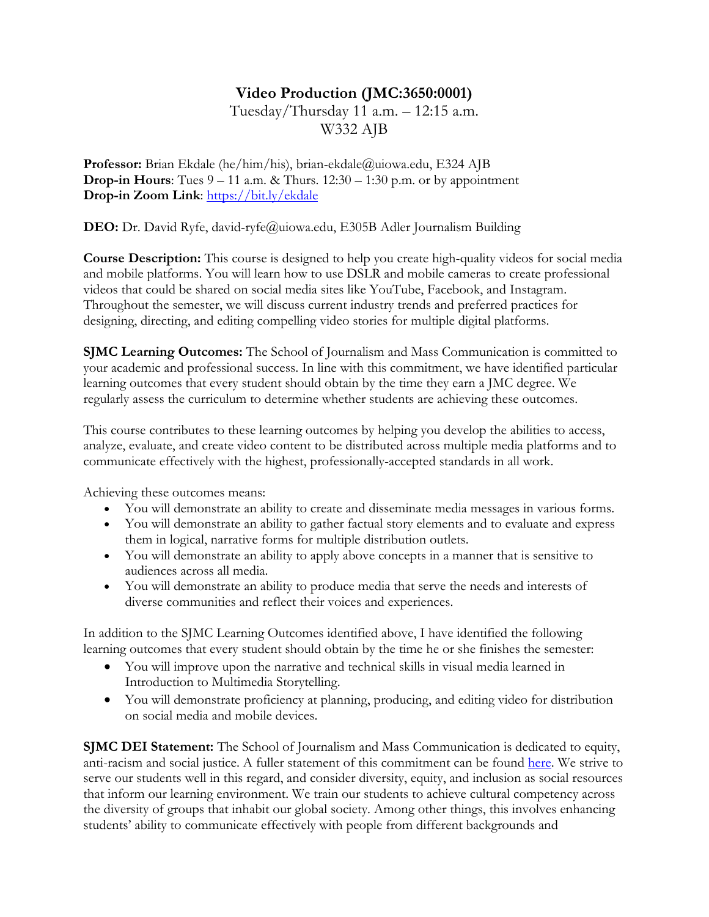# Video Production (JMC:3650:0001)

Tuesday/Thursday 11 a.m. – 12:15 a.m.
W332 AJB

**Professor:** Brian Ekdale (he/him/his), brian-ekdale@uiowa.edu, E324 AJB
**Drop-in Hours**: Tues 9 – 11 a.m. & Thurs. 12:30 – 1:30 p.m. or by appointment
**Drop-in Zoom Link**: https://bit.ly/ekdale

**DEO:** Dr. David Ryfe, david-ryfe@uiowa.edu, E305B Adler Journalism Building

**Course Description:** This course is designed to help you create high-quality videos for social media and mobile platforms. You will learn how to use DSLR and mobile cameras to create professional videos that could be shared on social media sites like YouTube, Facebook, and Instagram. Throughout the semester, we will discuss current industry trends and preferred practices for designing, directing, and editing compelling video stories for multiple digital platforms.

**SJMC Learning Outcomes:** The School of Journalism and Mass Communication is committed to your academic and professional success. In line with this commitment, we have identified particular learning outcomes that every student should obtain by the time they earn a JMC degree. We regularly assess the curriculum to determine whether students are achieving these outcomes.

This course contributes to these learning outcomes by helping you develop the abilities to access, analyze, evaluate, and create video content to be distributed across multiple media platforms and to communicate effectively with the highest, professionally-accepted standards in all work.

Achieving these outcomes means:

- You will demonstrate an ability to create and disseminate media messages in various forms.
- You will demonstrate an ability to gather factual story elements and to evaluate and express them in logical, narrative forms for multiple distribution outlets.
- You will demonstrate an ability to apply above concepts in a manner that is sensitive to audiences across all media.
- You will demonstrate an ability to produce media that serve the needs and interests of diverse communities and reflect their voices and experiences.

In addition to the SJMC Learning Outcomes identified above, I have identified the following learning outcomes that every student should obtain by the time he or she finishes the semester:

- You will improve upon the narrative and technical skills in visual media learned in Introduction to Multimedia Storytelling.
- You will demonstrate proficiency at planning, producing, and editing video for distribution on social media and mobile devices.

**SJMC DEI Statement:** The School of Journalism and Mass Communication is dedicated to equity, anti-racism and social justice. A fuller statement of this commitment can be found here. We strive to serve our students well in this regard, and consider diversity, equity, and inclusion as social resources that inform our learning environment. We train our students to achieve cultural competency across the diversity of groups that inhabit our global society. Among other things, this involves enhancing students' ability to communicate effectively with people from different backgrounds and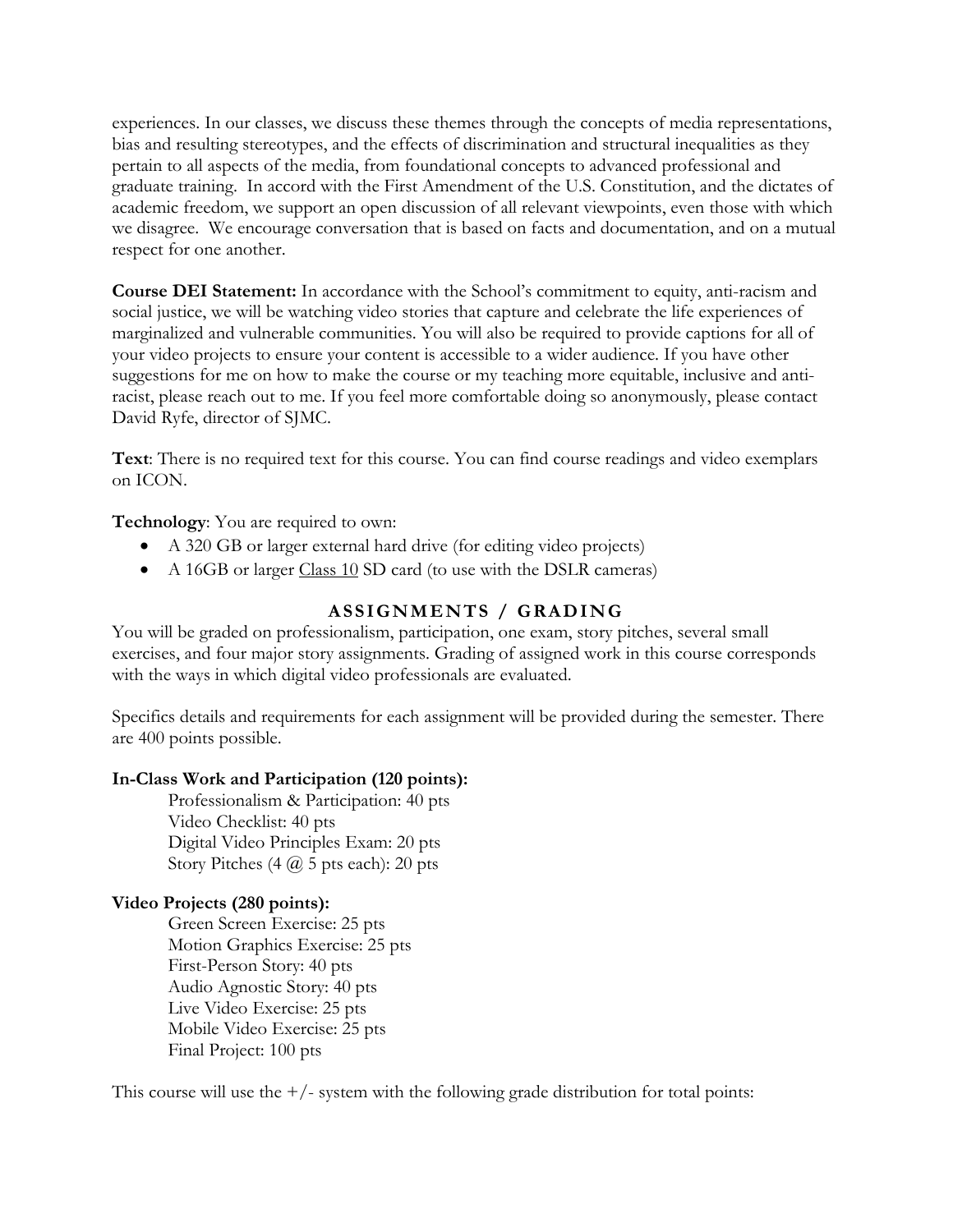experiences. In our classes, we discuss these themes through the concepts of media representations, bias and resulting stereotypes, and the effects of discrimination and structural inequalities as they pertain to all aspects of the media, from foundational concepts to advanced professional and graduate training. In accord with the First Amendment of the U.S. Constitution, and the dictates of academic freedom, we support an open discussion of all relevant viewpoints, even those with which we disagree. We encourage conversation that is based on facts and documentation, and on a mutual respect for one another.

**Course DEI Statement:** In accordance with the School's commitment to equity, anti-racism and social justice, we will be watching video stories that capture and celebrate the life experiences of marginalized and vulnerable communities. You will also be required to provide captions for all of your video projects to ensure your content is accessible to a wider audience. If you have other suggestions for me on how to make the course or my teaching more equitable, inclusive and anti-racist, please reach out to me. If you feel more comfortable doing so anonymously, please contact David Ryfe, director of SJMC.

**Text**: There is no required text for this course. You can find course readings and video exemplars on ICON.

**Technology**: You are required to own:

- A 320 GB or larger external hard drive (for editing video projects)
- A 16GB or larger Class 10 SD card (to use with the DSLR cameras)

## ASSIGNMENTS / GRADING

You will be graded on professionalism, participation, one exam, story pitches, several small exercises, and four major story assignments. Grading of assigned work in this course corresponds with the ways in which digital video professionals are evaluated.

Specifics details and requirements for each assignment will be provided during the semester. There are 400 points possible.

**In-Class Work and Participation (120 points):**

Professionalism & Participation: 40 pts
Video Checklist: 40 pts
Digital Video Principles Exam: 20 pts
Story Pitches (4 @ 5 pts each): 20 pts

**Video Projects (280 points):**

Green Screen Exercise: 25 pts
Motion Graphics Exercise: 25 pts
First-Person Story: 40 pts
Audio Agnostic Story: 40 pts
Live Video Exercise: 25 pts
Mobile Video Exercise: 25 pts
Final Project: 100 pts

This course will use the +/- system with the following grade distribution for total points: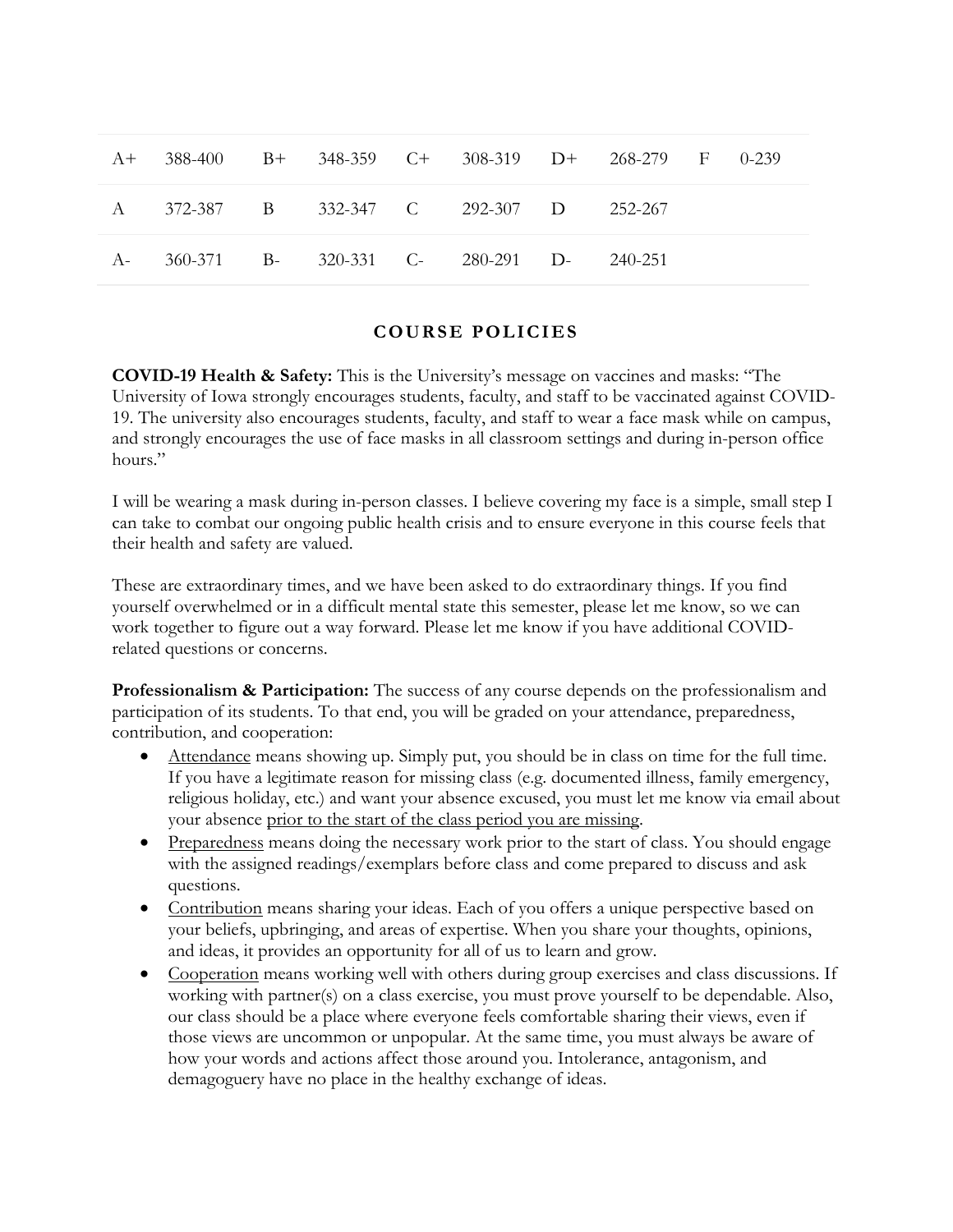| | | | | | | | | | |
|---|---|---|---|---|---|---|---|---|---|
| A+ | 388-400 | B+ | 348-359 | C+ | 308-319 | D+ | 268-279 | F | 0-239 |
| A | 372-387 | B | 332-347 | C | 292-307 | D | 252-267 | | |
| A- | 360-371 | B- | 320-331 | C- | 280-291 | D- | 240-251 | | |

## COURSE POLICIES

**COVID-19 Health & Safety:** This is the University's message on vaccines and masks: "The University of Iowa strongly encourages students, faculty, and staff to be vaccinated against COVID-19. The university also encourages students, faculty, and staff to wear a face mask while on campus, and strongly encourages the use of face masks in all classroom settings and during in-person office hours."

I will be wearing a mask during in-person classes. I believe covering my face is a simple, small step I can take to combat our ongoing public health crisis and to ensure everyone in this course feels that their health and safety are valued.

These are extraordinary times, and we have been asked to do extraordinary things. If you find yourself overwhelmed or in a difficult mental state this semester, please let me know, so we can work together to figure out a way forward. Please let me know if you have additional COVID-related questions or concerns.

**Professionalism & Participation:** The success of any course depends on the professionalism and participation of its students. To that end, you will be graded on your attendance, preparedness, contribution, and cooperation:

- Attendance means showing up. Simply put, you should be in class on time for the full time. If you have a legitimate reason for missing class (e.g. documented illness, family emergency, religious holiday, etc.) and want your absence excused, you must let me know via email about your absence prior to the start of the class period you are missing.
- Preparedness means doing the necessary work prior to the start of class. You should engage with the assigned readings/exemplars before class and come prepared to discuss and ask questions.
- Contribution means sharing your ideas. Each of you offers a unique perspective based on your beliefs, upbringing, and areas of expertise. When you share your thoughts, opinions, and ideas, it provides an opportunity for all of us to learn and grow.
- Cooperation means working well with others during group exercises and class discussions. If working with partner(s) on a class exercise, you must prove yourself to be dependable. Also, our class should be a place where everyone feels comfortable sharing their views, even if those views are uncommon or unpopular. At the same time, you must always be aware of how your words and actions affect those around you. Intolerance, antagonism, and demagoguery have no place in the healthy exchange of ideas.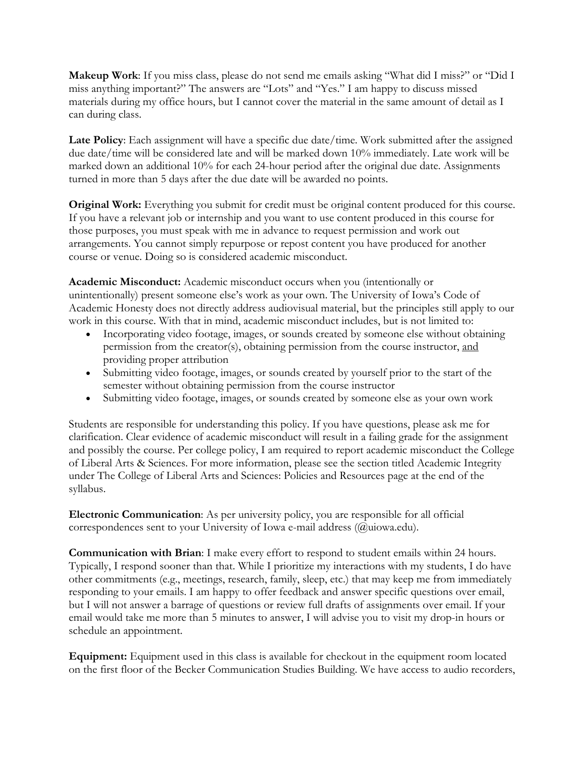**Makeup Work**: If you miss class, please do not send me emails asking "What did I miss?" or "Did I miss anything important?" The answers are "Lots" and "Yes." I am happy to discuss missed materials during my office hours, but I cannot cover the material in the same amount of detail as I can during class.

**Late Policy**: Each assignment will have a specific due date/time. Work submitted after the assigned due date/time will be considered late and will be marked down 10% immediately. Late work will be marked down an additional 10% for each 24-hour period after the original due date. Assignments turned in more than 5 days after the due date will be awarded no points.

**Original Work:** Everything you submit for credit must be original content produced for this course. If you have a relevant job or internship and you want to use content produced in this course for those purposes, you must speak with me in advance to request permission and work out arrangements. You cannot simply repurpose or repost content you have produced for another course or venue. Doing so is considered academic misconduct.

**Academic Misconduct:** Academic misconduct occurs when you (intentionally or unintentionally) present someone else's work as your own. The University of Iowa's Code of Academic Honesty does not directly address audiovisual material, but the principles still apply to our work in this course. With that in mind, academic misconduct includes, but is not limited to:

- Incorporating video footage, images, or sounds created by someone else without obtaining permission from the creator(s), obtaining permission from the course instructor, <u>and</u> providing proper attribution
- Submitting video footage, images, or sounds created by yourself prior to the start of the semester without obtaining permission from the course instructor
- Submitting video footage, images, or sounds created by someone else as your own work

Students are responsible for understanding this policy. If you have questions, please ask me for clarification. Clear evidence of academic misconduct will result in a failing grade for the assignment and possibly the course. Per college policy, I am required to report academic misconduct the College of Liberal Arts & Sciences. For more information, please see the section titled Academic Integrity under The College of Liberal Arts and Sciences: Policies and Resources page at the end of the syllabus.

**Electronic Communication**: As per university policy, you are responsible for all official correspondences sent to your University of Iowa e-mail address (@uiowa.edu).

**Communication with Brian**: I make every effort to respond to student emails within 24 hours. Typically, I respond sooner than that. While I prioritize my interactions with my students, I do have other commitments (e.g., meetings, research, family, sleep, etc.) that may keep me from immediately responding to your emails. I am happy to offer feedback and answer specific questions over email, but I will not answer a barrage of questions or review full drafts of assignments over email. If your email would take me more than 5 minutes to answer, I will advise you to visit my drop-in hours or schedule an appointment.

**Equipment:** Equipment used in this class is available for checkout in the equipment room located on the first floor of the Becker Communication Studies Building. We have access to audio recorders,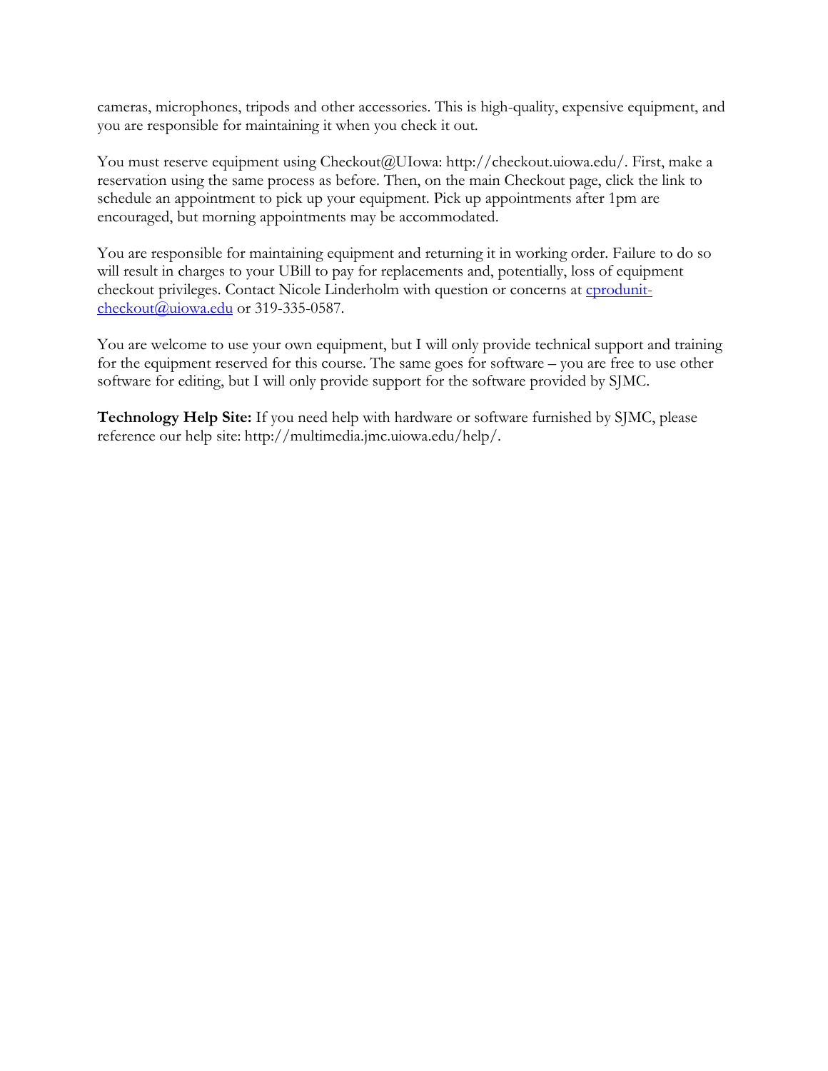cameras, microphones, tripods and other accessories. This is high-quality, expensive equipment, and you are responsible for maintaining it when you check it out.

You must reserve equipment using Checkout@UIowa: http://checkout.uiowa.edu/. First, make a reservation using the same process as before. Then, on the main Checkout page, click the link to schedule an appointment to pick up your equipment. Pick up appointments after 1pm are encouraged, but morning appointments may be accommodated.

You are responsible for maintaining equipment and returning it in working order. Failure to do so will result in charges to your UBill to pay for replacements and, potentially, loss of equipment checkout privileges. Contact Nicole Linderholm with question or concerns at cprodunit-checkout@uiowa.edu or 319-335-0587.

You are welcome to use your own equipment, but I will only provide technical support and training for the equipment reserved for this course. The same goes for software – you are free to use other software for editing, but I will only provide support for the software provided by SJMC.

**Technology Help Site:** If you need help with hardware or software furnished by SJMC, please reference our help site: http://multimedia.jmc.uiowa.edu/help/.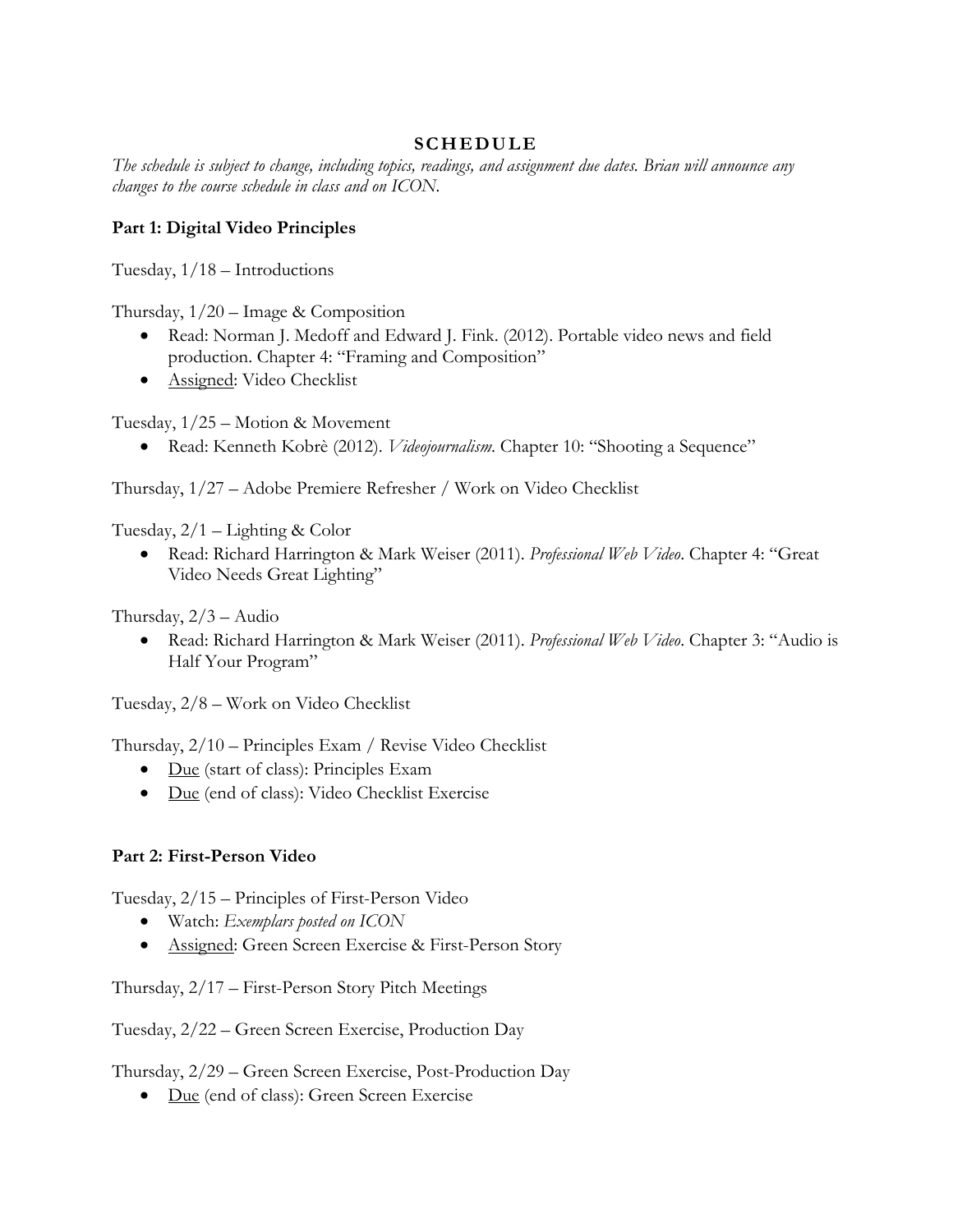## SCHEDULE

*The schedule is subject to change, including topics, readings, and assignment due dates. Brian will announce any changes to the course schedule in class and on ICON.*

### Part 1: Digital Video Principles

Tuesday, 1/18 – Introductions

Thursday, 1/20 – Image & Composition

- Read: Norman J. Medoff and Edward J. Fink. (2012). Portable video news and field production. Chapter 4: "Framing and Composition"
- Assigned: Video Checklist

Tuesday, 1/25 – Motion & Movement

- Read: Kenneth Kobrè (2012). *Videojournalism*. Chapter 10: "Shooting a Sequence"

Thursday, 1/27 – Adobe Premiere Refresher / Work on Video Checklist

Tuesday, 2/1 – Lighting & Color

- Read: Richard Harrington & Mark Weiser (2011). *Professional Web Video*. Chapter 4: "Great Video Needs Great Lighting"

Thursday, 2/3 – Audio

- Read: Richard Harrington & Mark Weiser (2011). *Professional Web Video*. Chapter 3: "Audio is Half Your Program"

Tuesday, 2/8 – Work on Video Checklist

Thursday, 2/10 – Principles Exam / Revise Video Checklist

- Due (start of class): Principles Exam
- Due (end of class): Video Checklist Exercise

### Part 2: First-Person Video

Tuesday, 2/15 – Principles of First-Person Video

- Watch: *Exemplars posted on ICON*
- Assigned: Green Screen Exercise & First-Person Story

Thursday, 2/17 – First-Person Story Pitch Meetings

Tuesday, 2/22 – Green Screen Exercise, Production Day

Thursday, 2/29 – Green Screen Exercise, Post-Production Day

- Due (end of class): Green Screen Exercise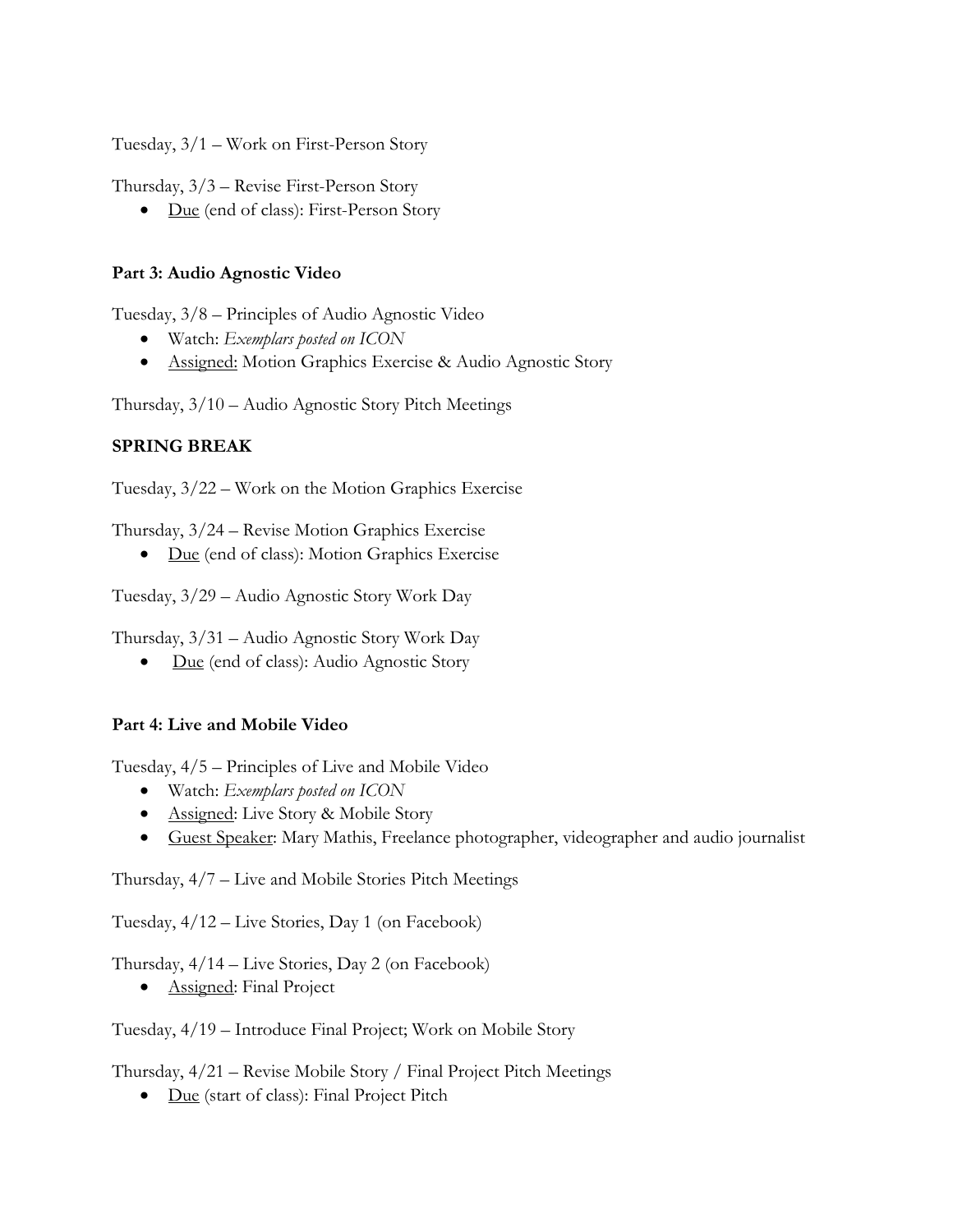Tuesday, 3/1 – Work on First-Person Story

Thursday, 3/3 – Revise First-Person Story

- Due (end of class): First-Person Story

**Part 3: Audio Agnostic Video**

Tuesday, 3/8 – Principles of Audio Agnostic Video

- Watch: *Exemplars posted on ICON*
- Assigned: Motion Graphics Exercise & Audio Agnostic Story

Thursday, 3/10 – Audio Agnostic Story Pitch Meetings

**SPRING BREAK**

Tuesday, 3/22 – Work on the Motion Graphics Exercise

Thursday, 3/24 – Revise Motion Graphics Exercise

- Due (end of class): Motion Graphics Exercise

Tuesday, 3/29 – Audio Agnostic Story Work Day

Thursday, 3/31 – Audio Agnostic Story Work Day

- Due (end of class): Audio Agnostic Story

**Part 4: Live and Mobile Video**

Tuesday, 4/5 – Principles of Live and Mobile Video

- Watch: *Exemplars posted on ICON*
- Assigned: Live Story & Mobile Story
- Guest Speaker: Mary Mathis, Freelance photographer, videographer and audio journalist

Thursday, 4/7 – Live and Mobile Stories Pitch Meetings

Tuesday, 4/12 – Live Stories, Day 1 (on Facebook)

Thursday, 4/14 – Live Stories, Day 2 (on Facebook)

- Assigned: Final Project

Tuesday, 4/19 – Introduce Final Project; Work on Mobile Story

Thursday, 4/21 – Revise Mobile Story / Final Project Pitch Meetings

- Due (start of class): Final Project Pitch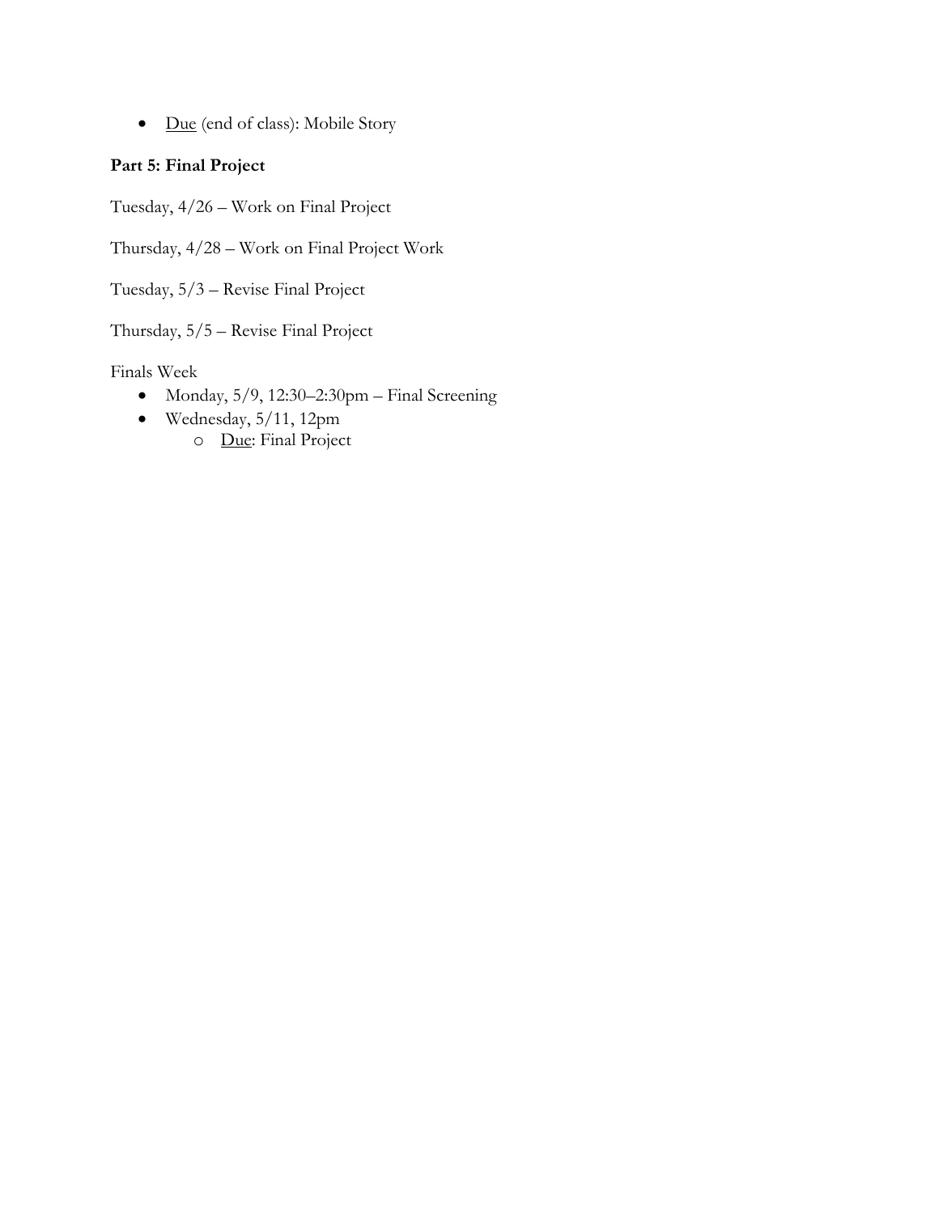- <u>Due</u> (end of class): Mobile Story

**Part 5: Final Project**

Tuesday, 4/26 – Work on Final Project

Thursday, 4/28 – Work on Final Project Work

Tuesday, 5/3 – Revise Final Project

Thursday, 5/5 – Revise Final Project

Finals Week

- Monday, 5/9, 12:30–2:30pm – Final Screening
- Wednesday, 5/11, 12pm
    - <u>Due</u>: Final Project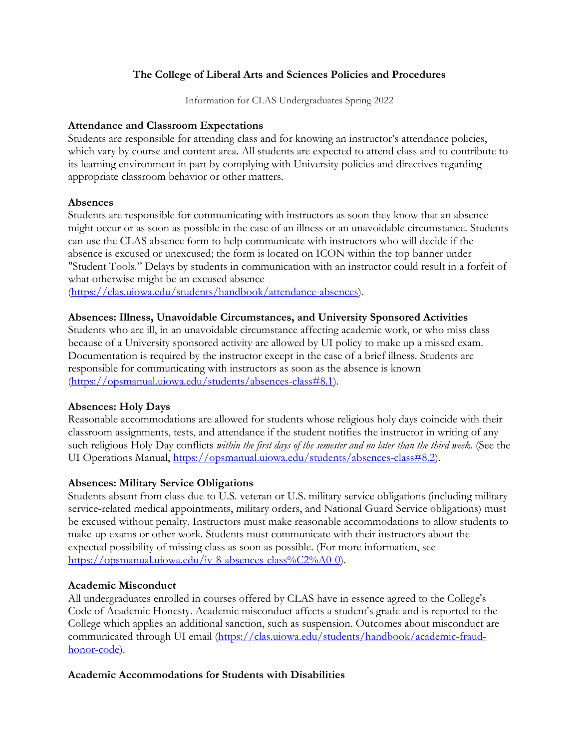**The College of Liberal Arts and Sciences Policies and Procedures**

Information for CLAS Undergraduates Spring 2022

**Attendance and Classroom Expectations**
Students are responsible for attending class and for knowing an instructor's attendance policies, which vary by course and content area. All students are expected to attend class and to contribute to its learning environment in part by complying with University policies and directives regarding appropriate classroom behavior or other matters.

**Absences**
Students are responsible for communicating with instructors as soon they know that an absence might occur or as soon as possible in the case of an illness or an unavoidable circumstance. Students can use the CLAS absence form to help communicate with instructors who will decide if the absence is excused or unexcused; the form is located on ICON within the top banner under "Student Tools." Delays by students in communication with an instructor could result in a forfeit of what otherwise might be an excused absence (https://clas.uiowa.edu/students/handbook/attendance-absences).

**Absences: Illness, Unavoidable Circumstances, and University Sponsored Activities**
Students who are ill, in an unavoidable circumstance affecting academic work, or who miss class because of a University sponsored activity are allowed by UI policy to make up a missed exam. Documentation is required by the instructor except in the case of a brief illness. Students are responsible for communicating with instructors as soon as the absence is known (https://opsmanual.uiowa.edu/students/absences-class#8.1).

**Absences: Holy Days**
Reasonable accommodations are allowed for students whose religious holy days coincide with their classroom assignments, tests, and attendance if the student notifies the instructor in writing of any such religious Holy Day conflicts *within the first days of the semester and no later than the third week.* (See the UI Operations Manual, https://opsmanual.uiowa.edu/students/absences-class#8.2).

**Absences: Military Service Obligations**
Students absent from class due to U.S. veteran or U.S. military service obligations (including military service-related medical appointments, military orders, and National Guard Service obligations) must be excused without penalty. Instructors must make reasonable accommodations to allow students to make-up exams or other work. Students must communicate with their instructors about the expected possibility of missing class as soon as possible. (For more information, see https://opsmanual.uiowa.edu/iv-8-absences-class%C2%A0-0).

**Academic Misconduct**
All undergraduates enrolled in courses offered by CLAS have in essence agreed to the College's Code of Academic Honesty. Academic misconduct affects a student's grade and is reported to the College which applies an additional sanction, such as suspension. Outcomes about misconduct are communicated through UI email (https://clas.uiowa.edu/students/handbook/academic-fraud-honor-code).

**Academic Accommodations for Students with Disabilities**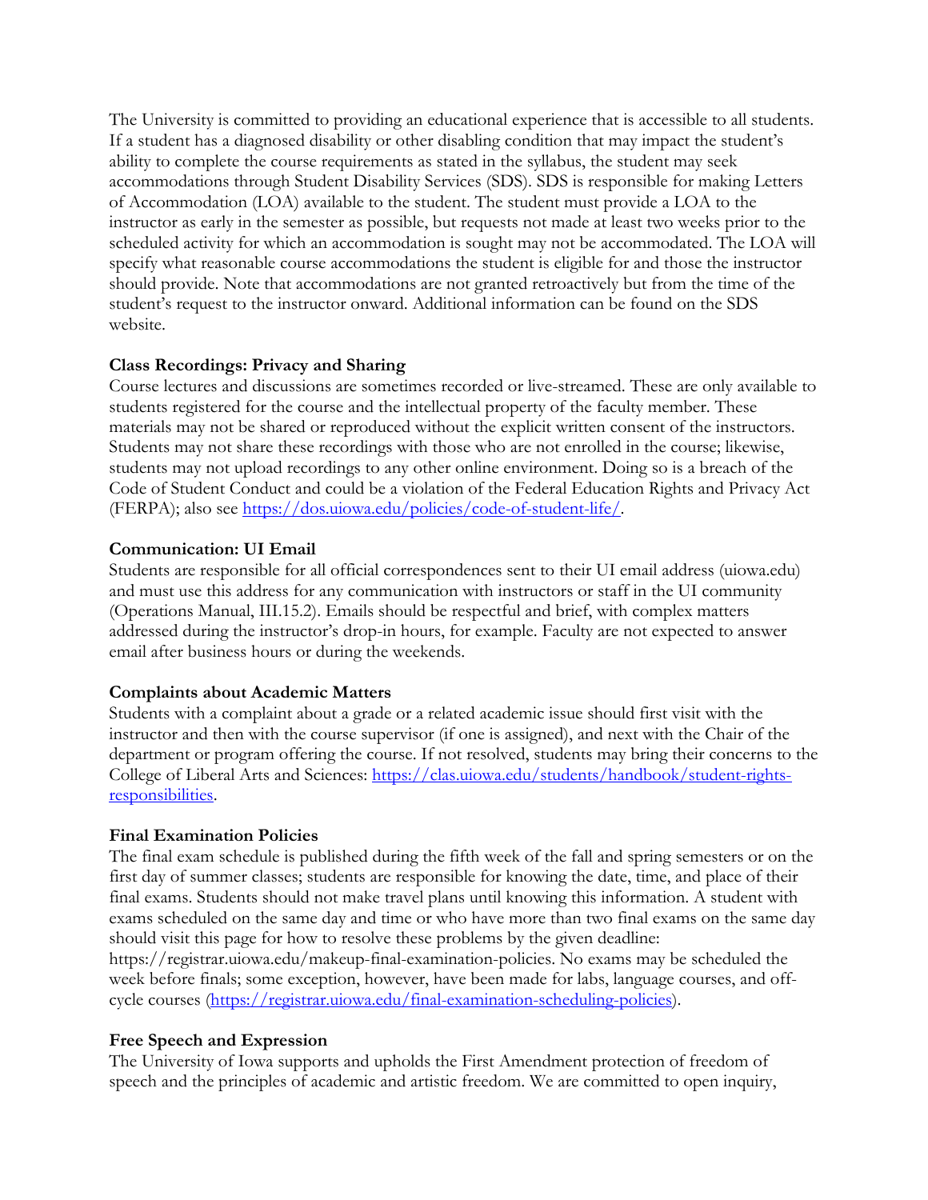The University is committed to providing an educational experience that is accessible to all students. If a student has a diagnosed disability or other disabling condition that may impact the student's ability to complete the course requirements as stated in the syllabus, the student may seek accommodations through Student Disability Services (SDS). SDS is responsible for making Letters of Accommodation (LOA) available to the student. The student must provide a LOA to the instructor as early in the semester as possible, but requests not made at least two weeks prior to the scheduled activity for which an accommodation is sought may not be accommodated. The LOA will specify what reasonable course accommodations the student is eligible for and those the instructor should provide. Note that accommodations are not granted retroactively but from the time of the student's request to the instructor onward. Additional information can be found on the SDS website.

**Class Recordings: Privacy and Sharing**

Course lectures and discussions are sometimes recorded or live-streamed. These are only available to students registered for the course and the intellectual property of the faculty member. These materials may not be shared or reproduced without the explicit written consent of the instructors. Students may not share these recordings with those who are not enrolled in the course; likewise, students may not upload recordings to any other online environment. Doing so is a breach of the Code of Student Conduct and could be a violation of the Federal Education Rights and Privacy Act (FERPA); also see https://dos.uiowa.edu/policies/code-of-student-life/.

**Communication: UI Email**

Students are responsible for all official correspondences sent to their UI email address (uiowa.edu) and must use this address for any communication with instructors or staff in the UI community (Operations Manual, III.15.2). Emails should be respectful and brief, with complex matters addressed during the instructor's drop-in hours, for example. Faculty are not expected to answer email after business hours or during the weekends.

**Complaints about Academic Matters**

Students with a complaint about a grade or a related academic issue should first visit with the instructor and then with the course supervisor (if one is assigned), and next with the Chair of the department or program offering the course. If not resolved, students may bring their concerns to the College of Liberal Arts and Sciences: https://clas.uiowa.edu/students/handbook/student-rights-responsibilities.

**Final Examination Policies**

The final exam schedule is published during the fifth week of the fall and spring semesters or on the first day of summer classes; students are responsible for knowing the date, time, and place of their final exams. Students should not make travel plans until knowing this information. A student with exams scheduled on the same day and time or who have more than two final exams on the same day should visit this page for how to resolve these problems by the given deadline: https://registrar.uiowa.edu/makeup-final-examination-policies. No exams may be scheduled the week before finals; some exception, however, have been made for labs, language courses, and off-cycle courses (https://registrar.uiowa.edu/final-examination-scheduling-policies).

**Free Speech and Expression**

The University of Iowa supports and upholds the First Amendment protection of freedom of speech and the principles of academic and artistic freedom. We are committed to open inquiry,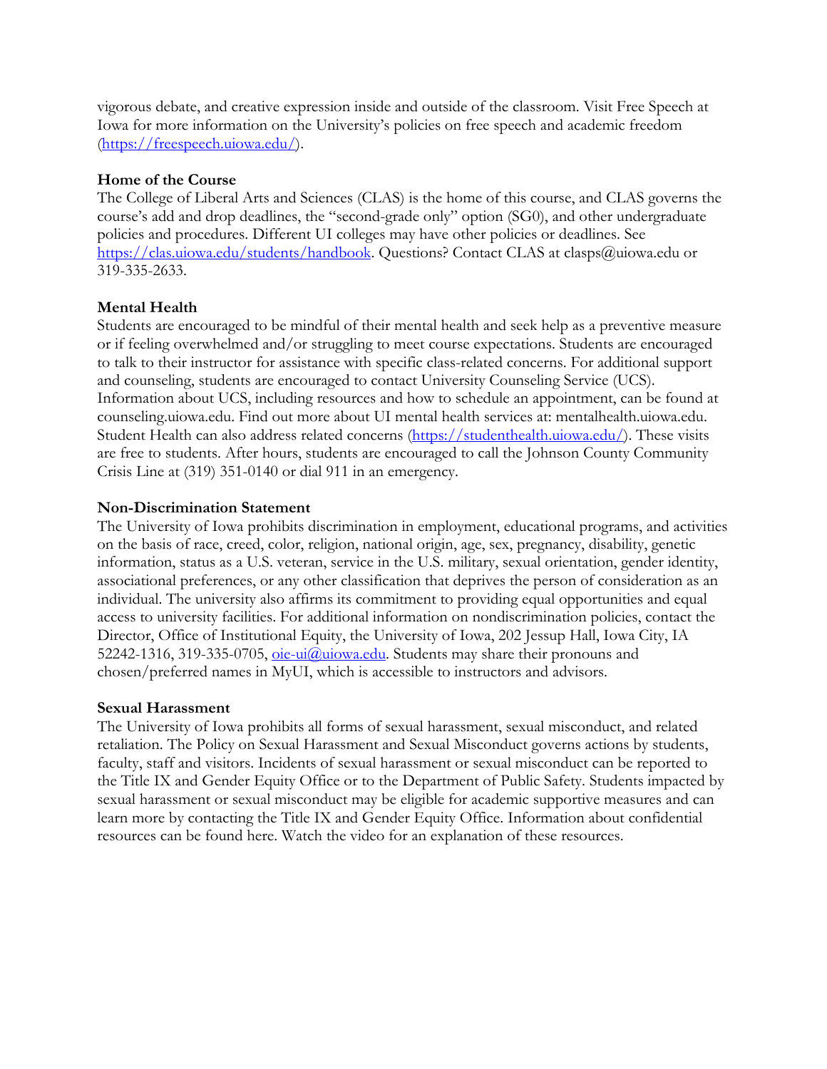vigorous debate, and creative expression inside and outside of the classroom. Visit Free Speech at Iowa for more information on the University's policies on free speech and academic freedom (https://freespeech.uiowa.edu/).

**Home of the Course**

The College of Liberal Arts and Sciences (CLAS) is the home of this course, and CLAS governs the course's add and drop deadlines, the "second-grade only" option (SG0), and other undergraduate policies and procedures. Different UI colleges may have other policies or deadlines. See https://clas.uiowa.edu/students/handbook. Questions? Contact CLAS at clasps@uiowa.edu or 319-335-2633.

**Mental Health**

Students are encouraged to be mindful of their mental health and seek help as a preventive measure or if feeling overwhelmed and/or struggling to meet course expectations. Students are encouraged to talk to their instructor for assistance with specific class-related concerns. For additional support and counseling, students are encouraged to contact University Counseling Service (UCS). Information about UCS, including resources and how to schedule an appointment, can be found at counseling.uiowa.edu. Find out more about UI mental health services at: mentalhealth.uiowa.edu. Student Health can also address related concerns (https://studenthealth.uiowa.edu/). These visits are free to students. After hours, students are encouraged to call the Johnson County Community Crisis Line at (319) 351-0140 or dial 911 in an emergency.

**Non-Discrimination Statement**

The University of Iowa prohibits discrimination in employment, educational programs, and activities on the basis of race, creed, color, religion, national origin, age, sex, pregnancy, disability, genetic information, status as a U.S. veteran, service in the U.S. military, sexual orientation, gender identity, associational preferences, or any other classification that deprives the person of consideration as an individual. The university also affirms its commitment to providing equal opportunities and equal access to university facilities. For additional information on nondiscrimination policies, contact the Director, Office of Institutional Equity, the University of Iowa, 202 Jessup Hall, Iowa City, IA 52242-1316, 319-335-0705, oie-ui@uiowa.edu. Students may share their pronouns and chosen/preferred names in MyUI, which is accessible to instructors and advisors.

**Sexual Harassment**

The University of Iowa prohibits all forms of sexual harassment, sexual misconduct, and related retaliation. The Policy on Sexual Harassment and Sexual Misconduct governs actions by students, faculty, staff and visitors. Incidents of sexual harassment or sexual misconduct can be reported to the Title IX and Gender Equity Office or to the Department of Public Safety. Students impacted by sexual harassment or sexual misconduct may be eligible for academic supportive measures and can learn more by contacting the Title IX and Gender Equity Office. Information about confidential resources can be found here. Watch the video for an explanation of these resources.